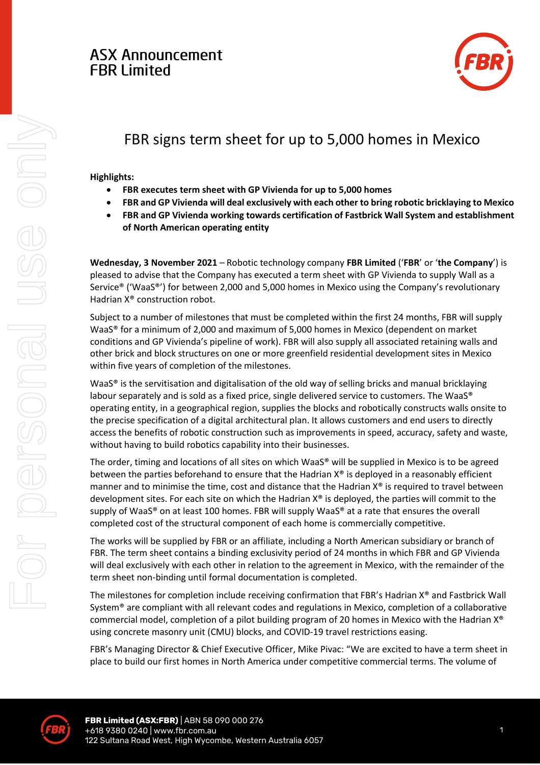ASX Announcement
FBR Limited

# FBR signs term sheet for up to 5,000 homes in Mexico

**Highlights:**

- **FBR executes term sheet with GP Vivienda for up to 5,000 homes**
- **FBR and GP Vivienda will deal exclusively with each other to bring robotic bricklaying to Mexico**
- **FBR and GP Vivienda working towards certification of Fastbrick Wall System and establishment of North American operating entity**

**Wednesday, 3 November 2021** – Robotic technology company **FBR Limited** (‘**FBR**’ or ‘**the Company**’) is pleased to advise that the Company has executed a term sheet with GP Vivienda to supply Wall as a Service® (‘WaaS®’) for between 2,000 and 5,000 homes in Mexico using the Company’s revolutionary Hadrian X® construction robot.

Subject to a number of milestones that must be completed within the first 24 months, FBR will supply WaaS® for a minimum of 2,000 and maximum of 5,000 homes in Mexico (dependent on market conditions and GP Vivienda’s pipeline of work). FBR will also supply all associated retaining walls and other brick and block structures on one or more greenfield residential development sites in Mexico within five years of completion of the milestones.

WaaS® is the servitisation and digitalisation of the old way of selling bricks and manual bricklaying labour separately and is sold as a fixed price, single delivered service to customers. The WaaS® operating entity, in a geographical region, supplies the blocks and robotically constructs walls onsite to the precise specification of a digital architectural plan. It allows customers and end users to directly access the benefits of robotic construction such as improvements in speed, accuracy, safety and waste, without having to build robotics capability into their businesses.

The order, timing and locations of all sites on which WaaS® will be supplied in Mexico is to be agreed between the parties beforehand to ensure that the Hadrian X® is deployed in a reasonably efficient manner and to minimise the time, cost and distance that the Hadrian X® is required to travel between development sites. For each site on which the Hadrian X® is deployed, the parties will commit to the supply of WaaS® on at least 100 homes. FBR will supply WaaS® at a rate that ensures the overall completed cost of the structural component of each home is commercially competitive.

The works will be supplied by FBR or an affiliate, including a North American subsidiary or branch of FBR. The term sheet contains a binding exclusivity period of 24 months in which FBR and GP Vivienda will deal exclusively with each other in relation to the agreement in Mexico, with the remainder of the term sheet non-binding until formal documentation is completed.

The milestones for completion include receiving confirmation that FBR’s Hadrian X® and Fastbrick Wall System® are compliant with all relevant codes and regulations in Mexico, completion of a collaborative commercial model, completion of a pilot building program of 20 homes in Mexico with the Hadrian X® using concrete masonry unit (CMU) blocks, and COVID-19 travel restrictions easing.

FBR’s Managing Director & Chief Executive Officer, Mike Pivac: “We are excited to have a term sheet in place to build our first homes in North America under competitive commercial terms. The volume of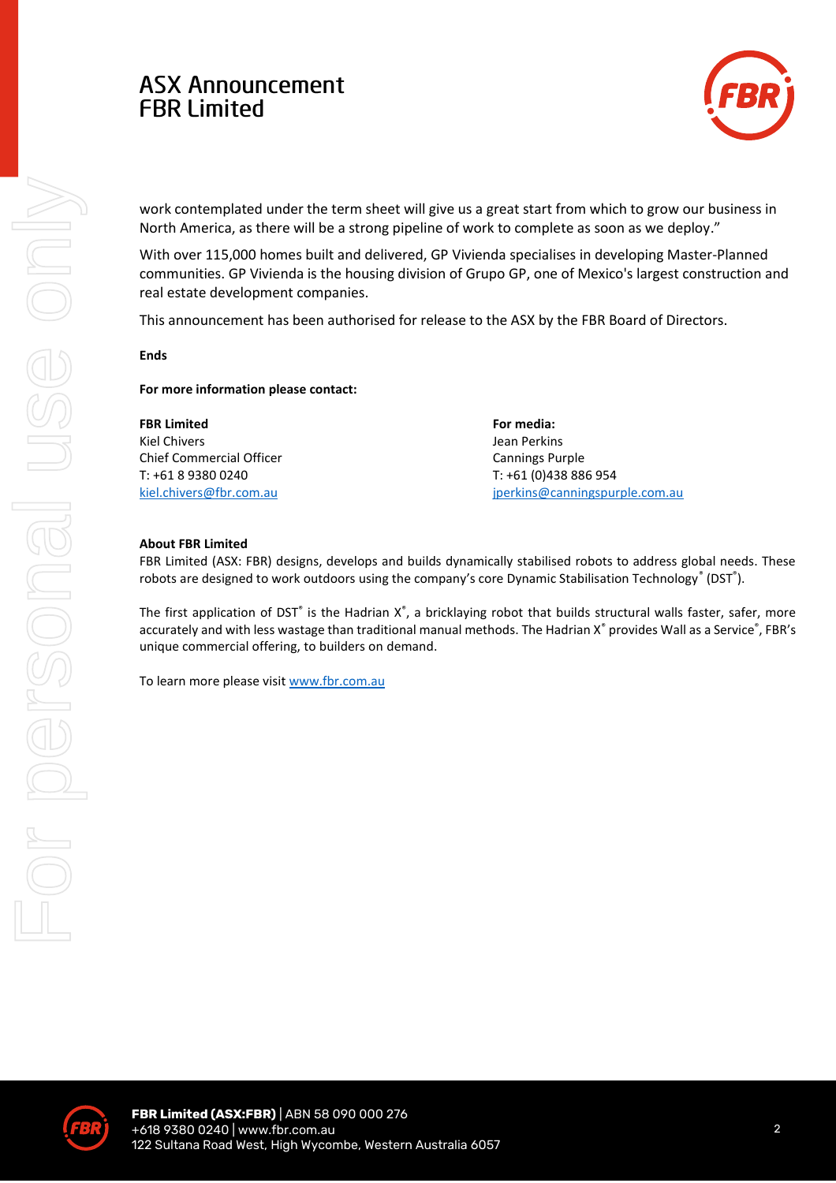work contemplated under the term sheet will give us a great start from which to grow our business in North America, as there will be a strong pipeline of work to complete as soon as we deploy."

With over 115,000 homes built and delivered, GP Vivienda specialises in developing Master-Planned communities. GP Vivienda is the housing division of Grupo GP, one of Mexico's largest construction and real estate development companies.

This announcement has been authorised for release to the ASX by the FBR Board of Directors.

**Ends**

**For more information please contact:**

**FBR Limited**
Kiel Chivers
Chief Commercial Officer
T: +61 8 9380 0240
kiel.chivers@fbr.com.au

**For media:**
Jean Perkins
Cannings Purple
T: +61 (0)438 886 954
jperkins@canningspurple.com.au

**About FBR Limited**

FBR Limited (ASX: FBR) designs, develops and builds dynamically stabilised robots to address global needs. These robots are designed to work outdoors using the company's core Dynamic Stabilisation Technology® (DST®).

The first application of DST® is the Hadrian X®, a bricklaying robot that builds structural walls faster, safer, more accurately and with less wastage than traditional manual methods. The Hadrian X® provides Wall as a Service®, FBR's unique commercial offering, to builders on demand.

To learn more please visit www.fbr.com.au